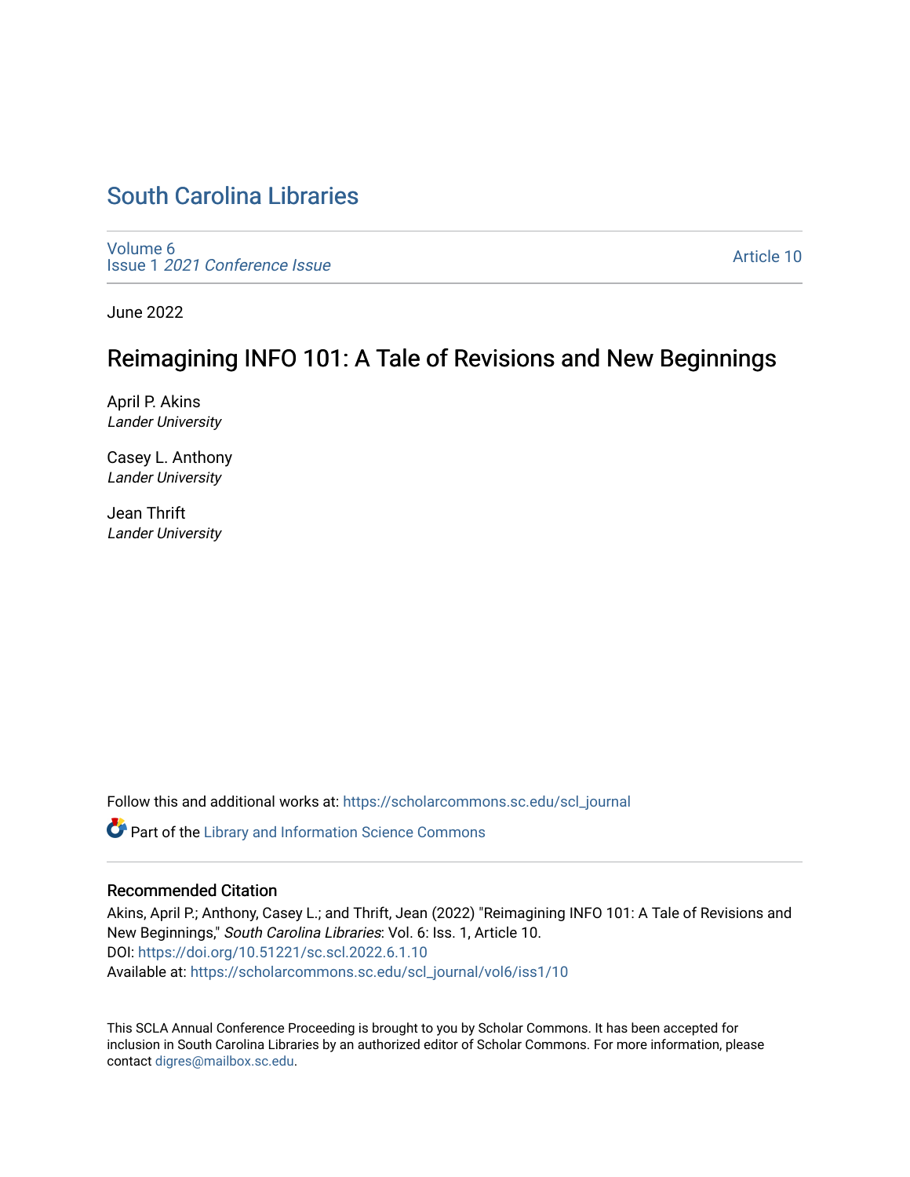# South Carolina Libraries

Volume 6
Issue 1 *2021 Conference Issue*

Article 10

June 2022

## Reimagining INFO 101: A Tale of Revisions and New Beginnings

April P. Akins
*Lander University*

Casey L. Anthony
*Lander University*

Jean Thrift
*Lander University*

Follow this and additional works at: https://scholarcommons.sc.edu/scl_journal

Part of the Library and Information Science Commons

### Recommended Citation

Akins, April P.; Anthony, Casey L.; and Thrift, Jean (2022) "Reimagining INFO 101: A Tale of Revisions and New Beginnings," *South Carolina Libraries*: Vol. 6: Iss. 1, Article 10.
DOI: https://doi.org/10.51221/sc.scl.2022.6.1.10
Available at: https://scholarcommons.sc.edu/scl_journal/vol6/iss1/10

This SCLA Annual Conference Proceeding is brought to you by Scholar Commons. It has been accepted for inclusion in South Carolina Libraries by an authorized editor of Scholar Commons. For more information, please contact digres@mailbox.sc.edu.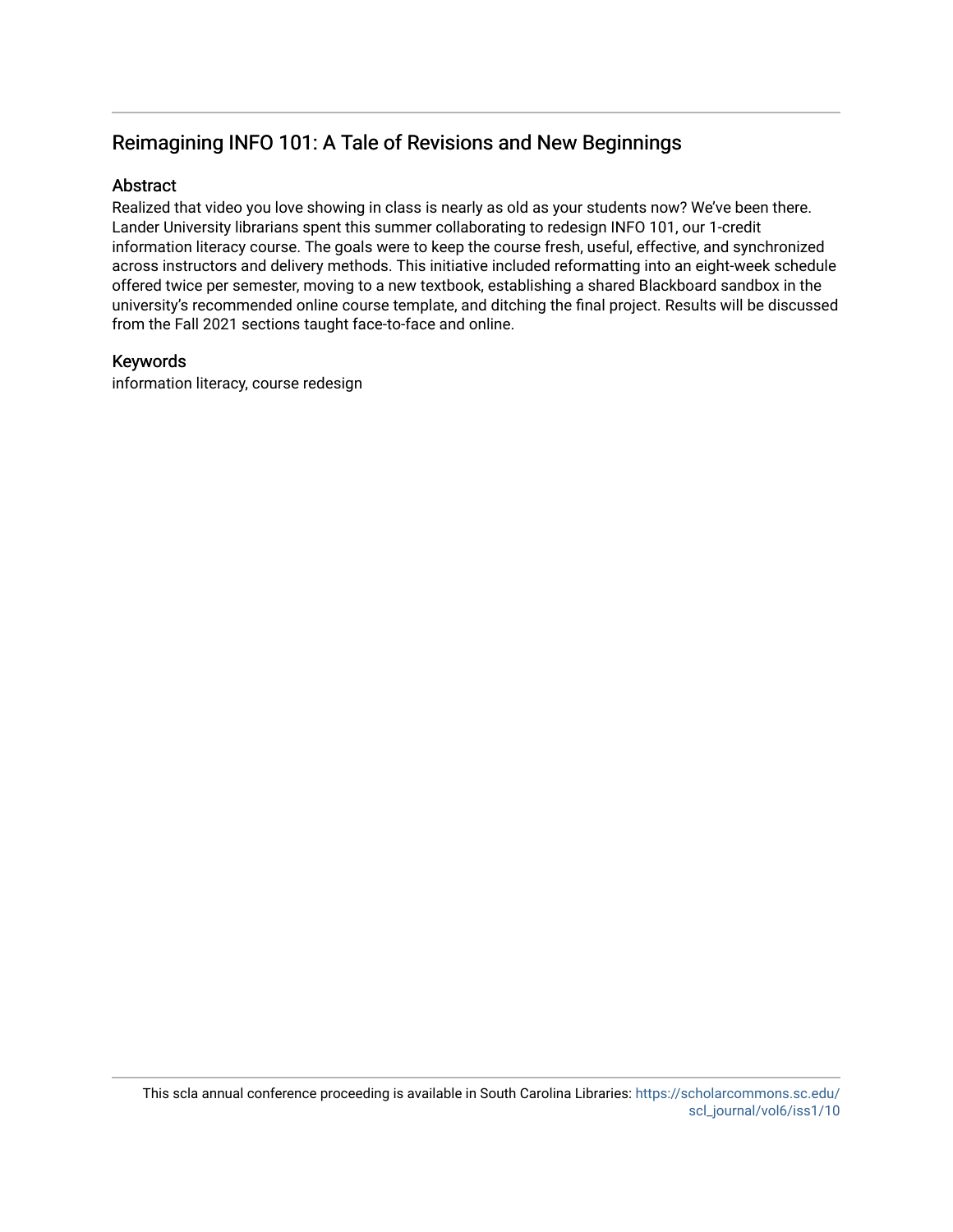## Reimagining INFO 101: A Tale of Revisions and New Beginnings

### Abstract

Realized that video you love showing in class is nearly as old as your students now? We've been there. Lander University librarians spent this summer collaborating to redesign INFO 101, our 1-credit information literacy course. The goals were to keep the course fresh, useful, effective, and synchronized across instructors and delivery methods. This initiative included reformatting into an eight-week schedule offered twice per semester, moving to a new textbook, establishing a shared Blackboard sandbox in the university's recommended online course template, and ditching the final project. Results will be discussed from the Fall 2021 sections taught face-to-face and online.

### Keywords

information literacy, course redesign

This scla annual conference proceeding is available in South Carolina Libraries: https://scholarcommons.sc.edu/scl_journal/vol6/iss1/10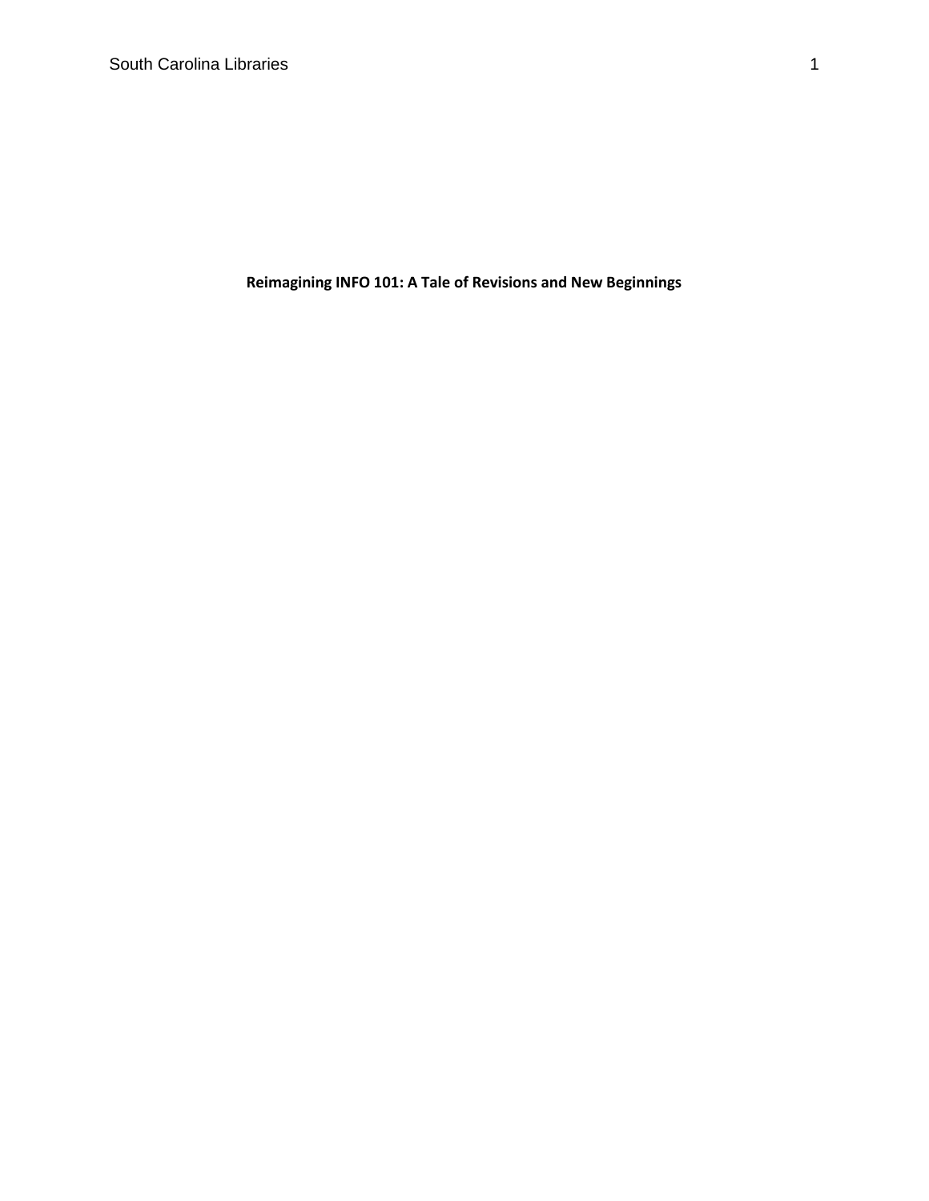**Reimagining INFO 101: A Tale of Revisions and New Beginnings**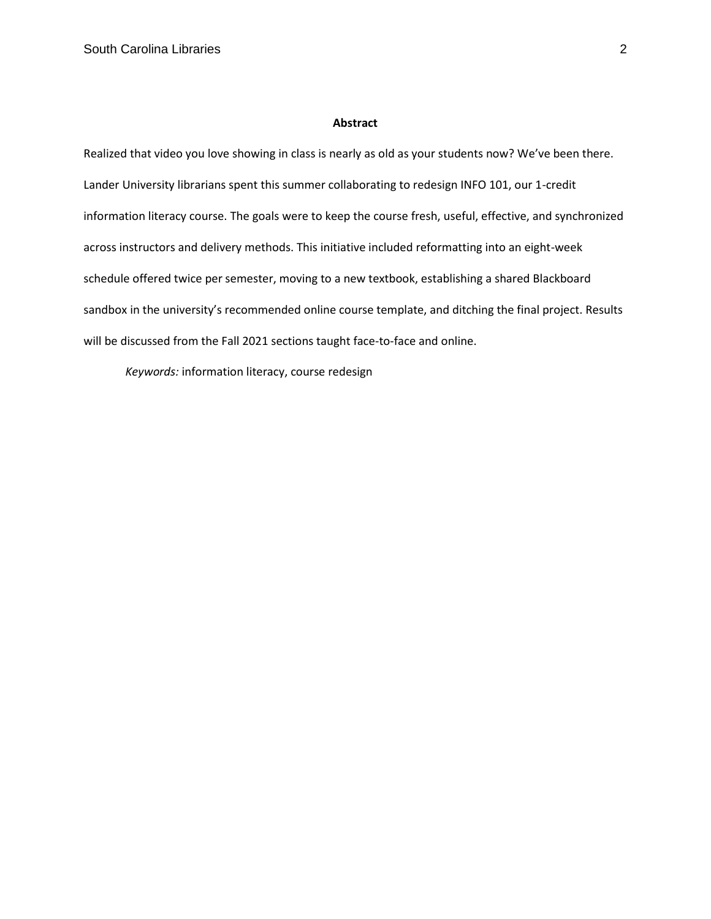## Abstract

Realized that video you love showing in class is nearly as old as your students now? We've been there. Lander University librarians spent this summer collaborating to redesign INFO 101, our 1-credit information literacy course. The goals were to keep the course fresh, useful, effective, and synchronized across instructors and delivery methods. This initiative included reformatting into an eight-week schedule offered twice per semester, moving to a new textbook, establishing a shared Blackboard sandbox in the university's recommended online course template, and ditching the final project. Results will be discussed from the Fall 2021 sections taught face-to-face and online.

*Keywords:* information literacy, course redesign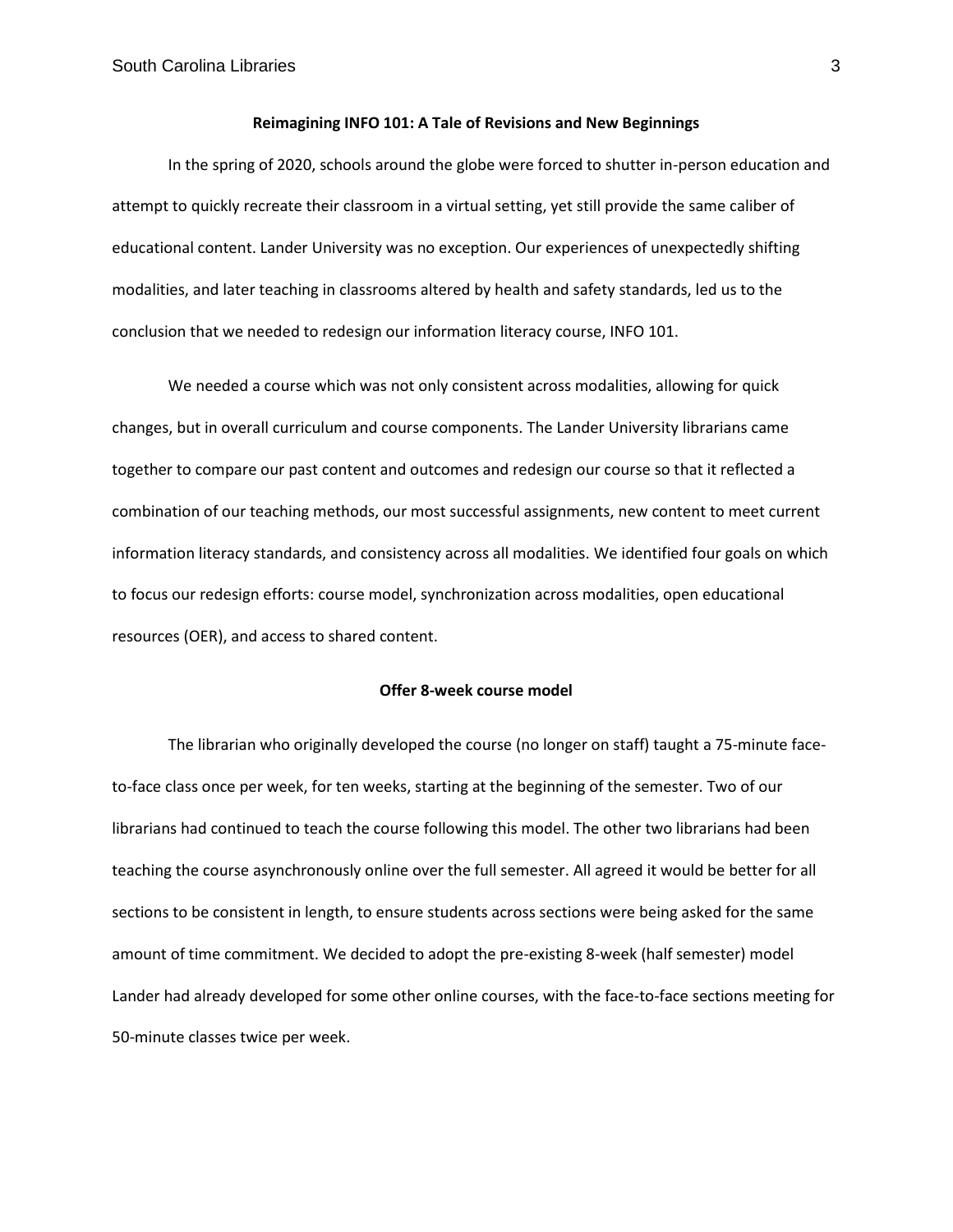## Reimagining INFO 101: A Tale of Revisions and New Beginnings

In the spring of 2020, schools around the globe were forced to shutter in-person education and attempt to quickly recreate their classroom in a virtual setting, yet still provide the same caliber of educational content. Lander University was no exception. Our experiences of unexpectedly shifting modalities, and later teaching in classrooms altered by health and safety standards, led us to the conclusion that we needed to redesign our information literacy course, INFO 101.

We needed a course which was not only consistent across modalities, allowing for quick changes, but in overall curriculum and course components. The Lander University librarians came together to compare our past content and outcomes and redesign our course so that it reflected a combination of our teaching methods, our most successful assignments, new content to meet current information literacy standards, and consistency across all modalities. We identified four goals on which to focus our redesign efforts: course model, synchronization across modalities, open educational resources (OER), and access to shared content.

### Offer 8-week course model

The librarian who originally developed the course (no longer on staff) taught a 75-minute face-to-face class once per week, for ten weeks, starting at the beginning of the semester. Two of our librarians had continued to teach the course following this model. The other two librarians had been teaching the course asynchronously online over the full semester. All agreed it would be better for all sections to be consistent in length, to ensure students across sections were being asked for the same amount of time commitment. We decided to adopt the pre-existing 8-week (half semester) model Lander had already developed for some other online courses, with the face-to-face sections meeting for 50-minute classes twice per week.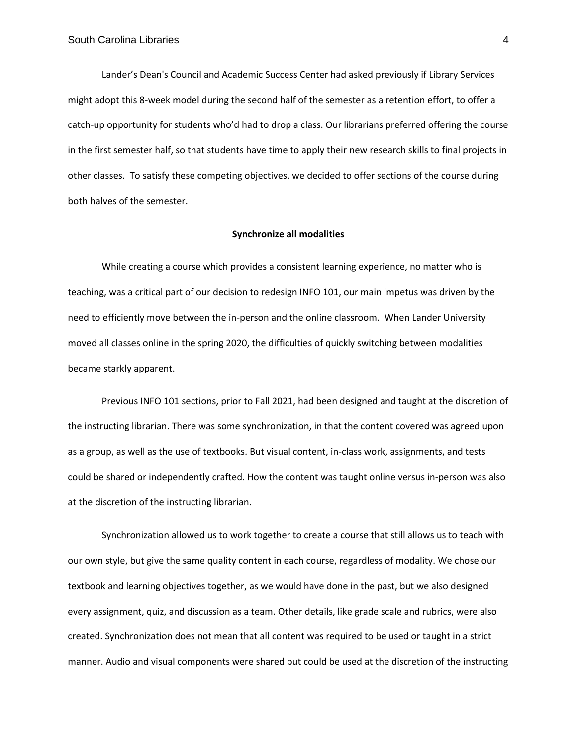Lander's Dean's Council and Academic Success Center had asked previously if Library Services might adopt this 8-week model during the second half of the semester as a retention effort, to offer a catch-up opportunity for students who'd had to drop a class. Our librarians preferred offering the course in the first semester half, so that students have time to apply their new research skills to final projects in other classes. To satisfy these competing objectives, we decided to offer sections of the course during both halves of the semester.

## Synchronize all modalities

While creating a course which provides a consistent learning experience, no matter who is teaching, was a critical part of our decision to redesign INFO 101, our main impetus was driven by the need to efficiently move between the in-person and the online classroom. When Lander University moved all classes online in the spring 2020, the difficulties of quickly switching between modalities became starkly apparent.

Previous INFO 101 sections, prior to Fall 2021, had been designed and taught at the discretion of the instructing librarian. There was some synchronization, in that the content covered was agreed upon as a group, as well as the use of textbooks. But visual content, in-class work, assignments, and tests could be shared or independently crafted. How the content was taught online versus in-person was also at the discretion of the instructing librarian.

Synchronization allowed us to work together to create a course that still allows us to teach with our own style, but give the same quality content in each course, regardless of modality. We chose our textbook and learning objectives together, as we would have done in the past, but we also designed every assignment, quiz, and discussion as a team. Other details, like grade scale and rubrics, were also created. Synchronization does not mean that all content was required to be used or taught in a strict manner. Audio and visual components were shared but could be used at the discretion of the instructing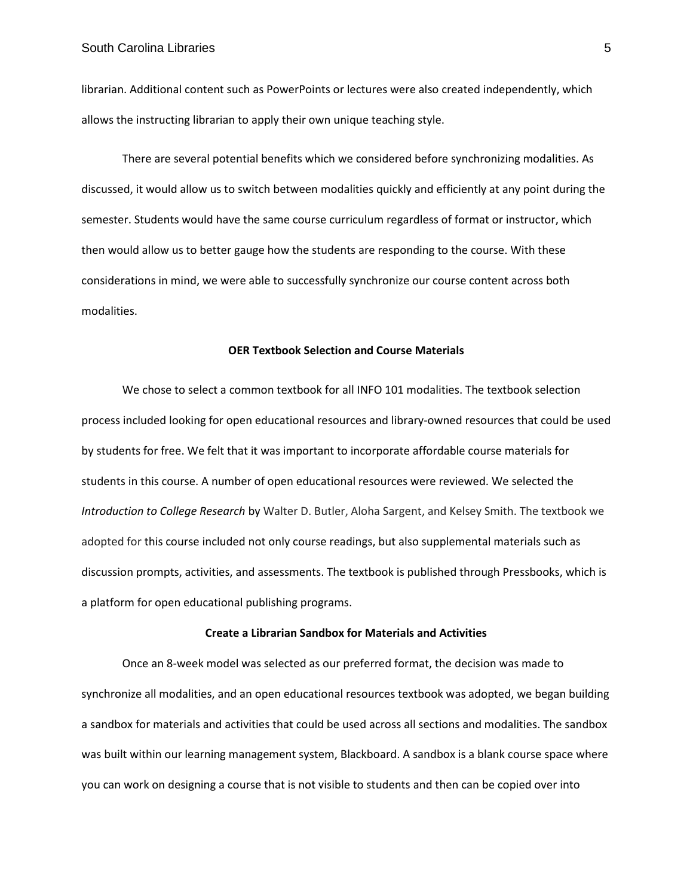librarian. Additional content such as PowerPoints or lectures were also created independently, which allows the instructing librarian to apply their own unique teaching style.

There are several potential benefits which we considered before synchronizing modalities. As discussed, it would allow us to switch between modalities quickly and efficiently at any point during the semester. Students would have the same course curriculum regardless of format or instructor, which then would allow us to better gauge how the students are responding to the course. With these considerations in mind, we were able to successfully synchronize our course content across both modalities.

## OER Textbook Selection and Course Materials

We chose to select a common textbook for all INFO 101 modalities. The textbook selection process included looking for open educational resources and library-owned resources that could be used by students for free. We felt that it was important to incorporate affordable course materials for students in this course. A number of open educational resources were reviewed. We selected the *Introduction to College Research* by Walter D. Butler, Aloha Sargent, and Kelsey Smith. The textbook we adopted for this course included not only course readings, but also supplemental materials such as discussion prompts, activities, and assessments. The textbook is published through Pressbooks, which is a platform for open educational publishing programs.

## Create a Librarian Sandbox for Materials and Activities

Once an 8-week model was selected as our preferred format, the decision was made to synchronize all modalities, and an open educational resources textbook was adopted, we began building a sandbox for materials and activities that could be used across all sections and modalities. The sandbox was built within our learning management system, Blackboard. A sandbox is a blank course space where you can work on designing a course that is not visible to students and then can be copied over into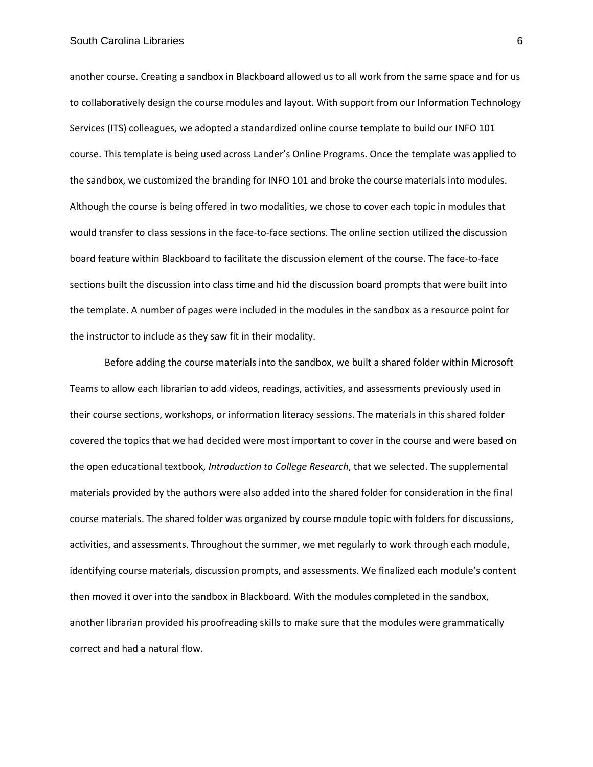another course. Creating a sandbox in Blackboard allowed us to all work from the same space and for us to collaboratively design the course modules and layout. With support from our Information Technology Services (ITS) colleagues, we adopted a standardized online course template to build our INFO 101 course. This template is being used across Lander's Online Programs. Once the template was applied to the sandbox, we customized the branding for INFO 101 and broke the course materials into modules. Although the course is being offered in two modalities, we chose to cover each topic in modules that would transfer to class sessions in the face-to-face sections. The online section utilized the discussion board feature within Blackboard to facilitate the discussion element of the course. The face-to-face sections built the discussion into class time and hid the discussion board prompts that were built into the template. A number of pages were included in the modules in the sandbox as a resource point for the instructor to include as they saw fit in their modality.

Before adding the course materials into the sandbox, we built a shared folder within Microsoft Teams to allow each librarian to add videos, readings, activities, and assessments previously used in their course sections, workshops, or information literacy sessions. The materials in this shared folder covered the topics that we had decided were most important to cover in the course and were based on the open educational textbook, *Introduction to College Research*, that we selected. The supplemental materials provided by the authors were also added into the shared folder for consideration in the final course materials. The shared folder was organized by course module topic with folders for discussions, activities, and assessments. Throughout the summer, we met regularly to work through each module, identifying course materials, discussion prompts, and assessments. We finalized each module's content then moved it over into the sandbox in Blackboard. With the modules completed in the sandbox, another librarian provided his proofreading skills to make sure that the modules were grammatically correct and had a natural flow.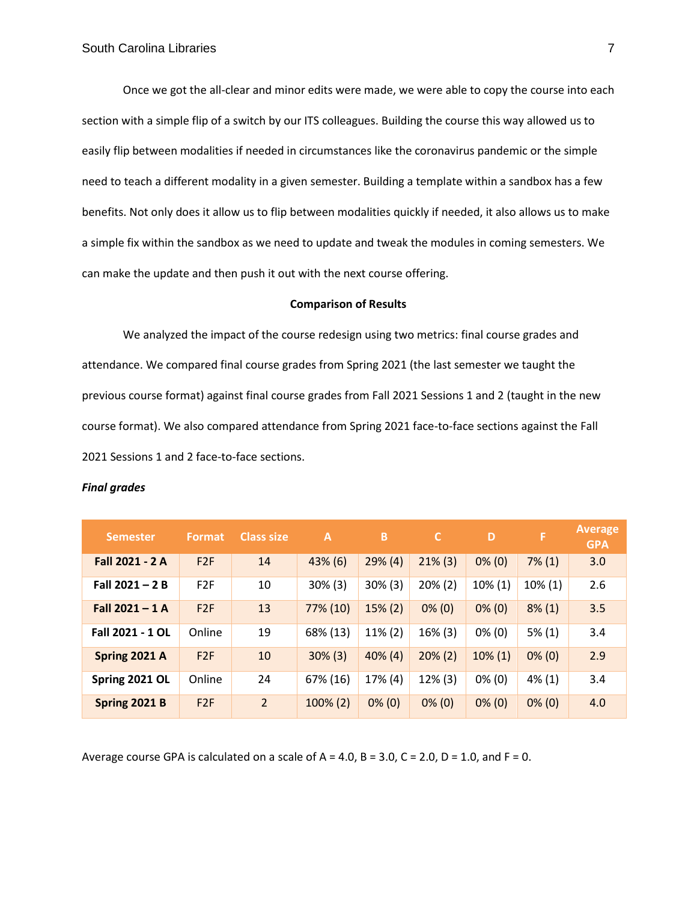Once we got the all-clear and minor edits were made, we were able to copy the course into each section with a simple flip of a switch by our ITS colleagues. Building the course this way allowed us to easily flip between modalities if needed in circumstances like the coronavirus pandemic or the simple need to teach a different modality in a given semester. Building a template within a sandbox has a few benefits. Not only does it allow us to flip between modalities quickly if needed, it also allows us to make a simple fix within the sandbox as we need to update and tweak the modules in coming semesters. We can make the update and then push it out with the next course offering.

**Comparison of Results**

We analyzed the impact of the course redesign using two metrics: final course grades and attendance. We compared final course grades from Spring 2021 (the last semester we taught the previous course format) against final course grades from Fall 2021 Sessions 1 and 2 (taught in the new course format). We also compared attendance from Spring 2021 face-to-face sections against the Fall 2021 Sessions 1 and 2 face-to-face sections.

***Final grades***

| Semester | Format | Class size | A | B | C | D | F | Average GPA |
|---|---|---|---|---|---|---|---|---|
| **Fall 2021 - 2 A** | F2F | 14 | 43% (6) | 29% (4) | 21% (3) | 0% (0) | 7% (1) | 3.0 |
| **Fall 2021 – 2 B** | F2F | 10 | 30% (3) | 30% (3) | 20% (2) | 10% (1) | 10% (1) | 2.6 |
| **Fall 2021 – 1 A** | F2F | 13 | 77% (10) | 15% (2) | 0% (0) | 0% (0) | 8% (1) | 3.5 |
| **Fall 2021 - 1 OL** | Online | 19 | 68% (13) | 11% (2) | 16% (3) | 0% (0) | 5% (1) | 3.4 |
| **Spring 2021 A** | F2F | 10 | 30% (3) | 40% (4) | 20% (2) | 10% (1) | 0% (0) | 2.9 |
| **Spring 2021 OL** | Online | 24 | 67% (16) | 17% (4) | 12% (3) | 0% (0) | 4% (1) | 3.4 |
| **Spring 2021 B** | F2F | 2 | 100% (2) | 0% (0) | 0% (0) | 0% (0) | 0% (0) | 4.0 |

Average course GPA is calculated on a scale of A = 4.0, B = 3.0, C = 2.0, D = 1.0, and F = 0.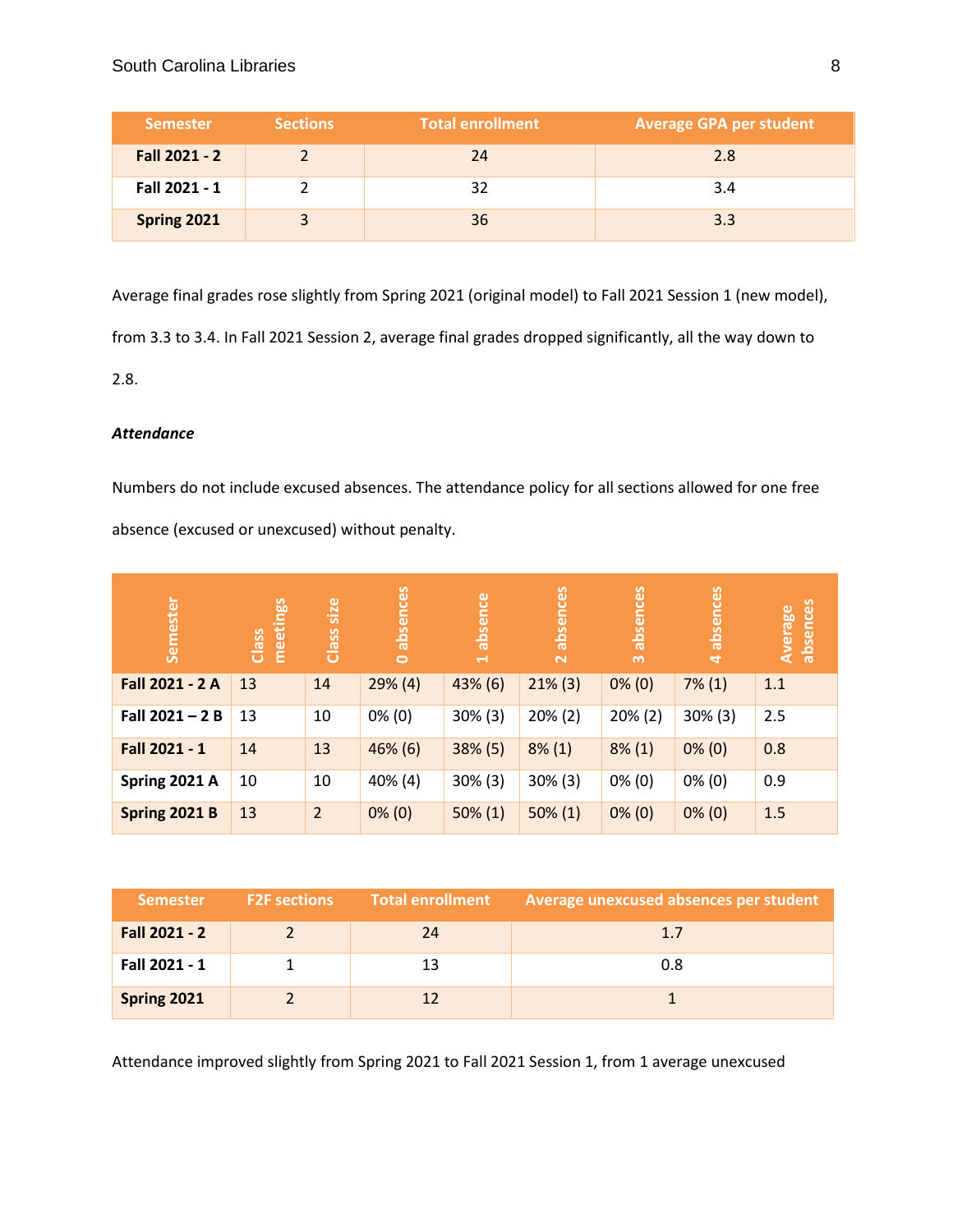| Semester | Sections | Total enrollment | Average GPA per student |
|---|---|---|---|
| **Fall 2021 - 2** | 2 | 24 | 2.8 |
| **Fall 2021 - 1** | 2 | 32 | 3.4 |
| **Spring 2021** | 3 | 36 | 3.3 |

Average final grades rose slightly from Spring 2021 (original model) to Fall 2021 Session 1 (new model), from 3.3 to 3.4. In Fall 2021 Session 2, average final grades dropped significantly, all the way down to 2.8.

***Attendance***

Numbers do not include excused absences. The attendance policy for all sections allowed for one free absence (excused or unexcused) without penalty.

| Semester | Class meetings | Class size | 0 absences | 1 absence | 2 absences | 3 absences | 4 absences | Average absences |
|---|---|---|---|---|---|---|---|---|
| **Fall 2021 - 2 A** | 13 | 14 | 29% (4) | 43% (6) | 21% (3) | 0% (0) | 7% (1) | 1.1 |
| **Fall 2021 – 2 B** | 13 | 10 | 0% (0) | 30% (3) | 20% (2) | 20% (2) | 30% (3) | 2.5 |
| **Fall 2021 - 1** | 14 | 13 | 46% (6) | 38% (5) | 8% (1) | 8% (1) | 0% (0) | 0.8 |
| **Spring 2021 A** | 10 | 10 | 40% (4) | 30% (3) | 30% (3) | 0% (0) | 0% (0) | 0.9 |
| **Spring 2021 B** | 13 | 2 | 0% (0) | 50% (1) | 50% (1) | 0% (0) | 0% (0) | 1.5 |

| Semester | F2F sections | Total enrollment | Average unexcused absences per student |
|---|---|---|---|
| **Fall 2021 - 2** | 2 | 24 | 1.7 |
| **Fall 2021 - 1** | 1 | 13 | 0.8 |
| **Spring 2021** | 2 | 12 | 1 |

Attendance improved slightly from Spring 2021 to Fall 2021 Session 1, from 1 average unexcused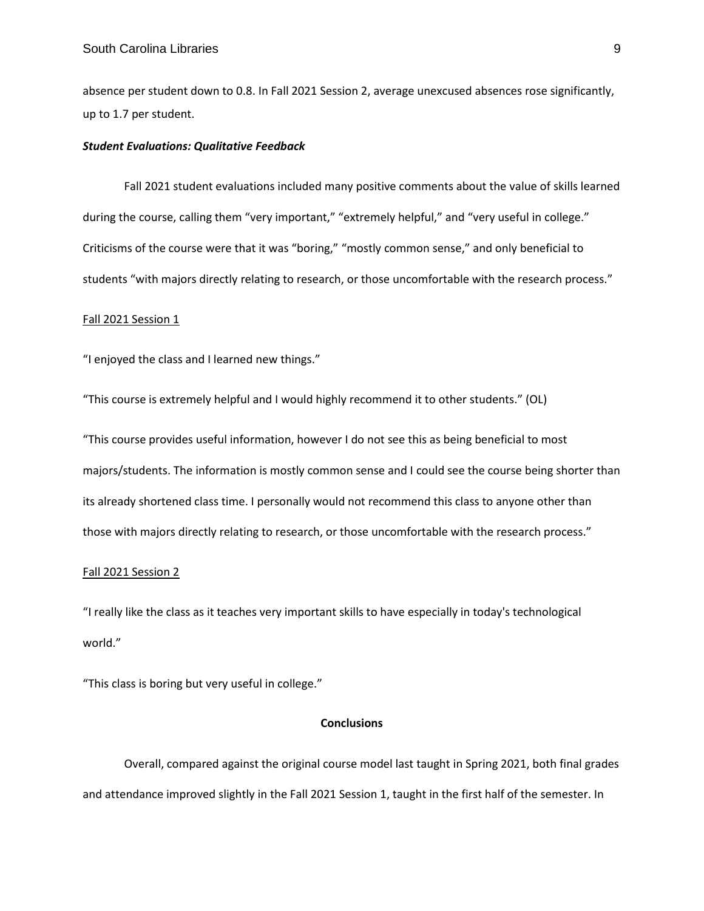absence per student down to 0.8. In Fall 2021 Session 2, average unexcused absences rose significantly, up to 1.7 per student.

### ***Student Evaluations: Qualitative Feedback***

Fall 2021 student evaluations included many positive comments about the value of skills learned during the course, calling them "very important," "extremely helpful," and "very useful in college." Criticisms of the course were that it was "boring," "mostly common sense," and only beneficial to students "with majors directly relating to research, or those uncomfortable with the research process."

Fall 2021 Session 1

"I enjoyed the class and I learned new things."

"This course is extremely helpful and I would highly recommend it to other students." (OL)

"This course provides useful information, however I do not see this as being beneficial to most majors/students. The information is mostly common sense and I could see the course being shorter than its already shortened class time. I personally would not recommend this class to anyone other than those with majors directly relating to research, or those uncomfortable with the research process."

Fall 2021 Session 2

"I really like the class as it teaches very important skills to have especially in today's technological world."

"This class is boring but very useful in college."

## **Conclusions**

Overall, compared against the original course model last taught in Spring 2021, both final grades and attendance improved slightly in the Fall 2021 Session 1, taught in the first half of the semester. In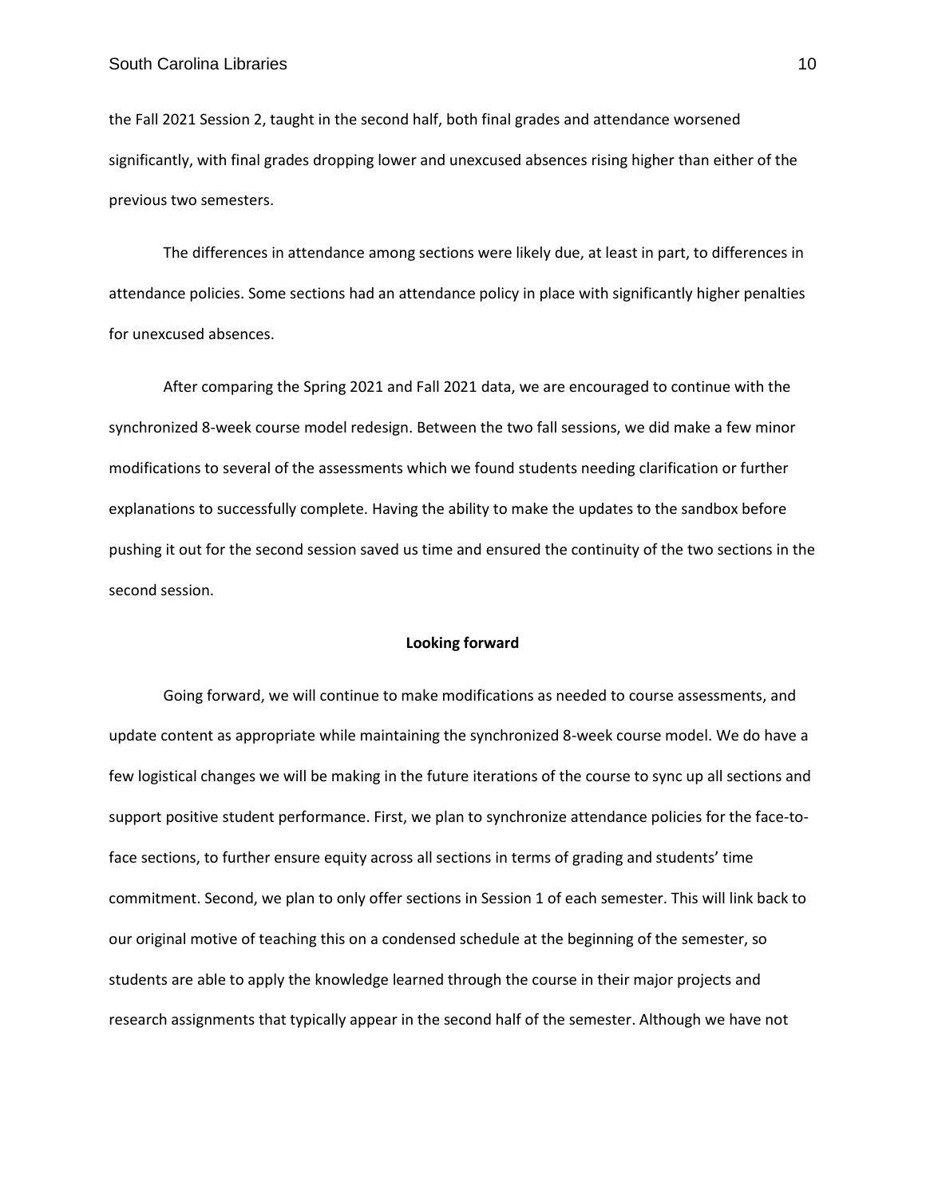the Fall 2021 Session 2, taught in the second half, both final grades and attendance worsened significantly, with final grades dropping lower and unexcused absences rising higher than either of the previous two semesters.

The differences in attendance among sections were likely due, at least in part, to differences in attendance policies. Some sections had an attendance policy in place with significantly higher penalties for unexcused absences.

After comparing the Spring 2021 and Fall 2021 data, we are encouraged to continue with the synchronized 8-week course model redesign. Between the two fall sessions, we did make a few minor modifications to several of the assessments which we found students needing clarification or further explanations to successfully complete. Having the ability to make the updates to the sandbox before pushing it out for the second session saved us time and ensured the continuity of the two sections in the second session.

## Looking forward

Going forward, we will continue to make modifications as needed to course assessments, and update content as appropriate while maintaining the synchronized 8-week course model. We do have a few logistical changes we will be making in the future iterations of the course to sync up all sections and support positive student performance. First, we plan to synchronize attendance policies for the face-to-face sections, to further ensure equity across all sections in terms of grading and students' time commitment. Second, we plan to only offer sections in Session 1 of each semester. This will link back to our original motive of teaching this on a condensed schedule at the beginning of the semester, so students are able to apply the knowledge learned through the course in their major projects and research assignments that typically appear in the second half of the semester. Although we have not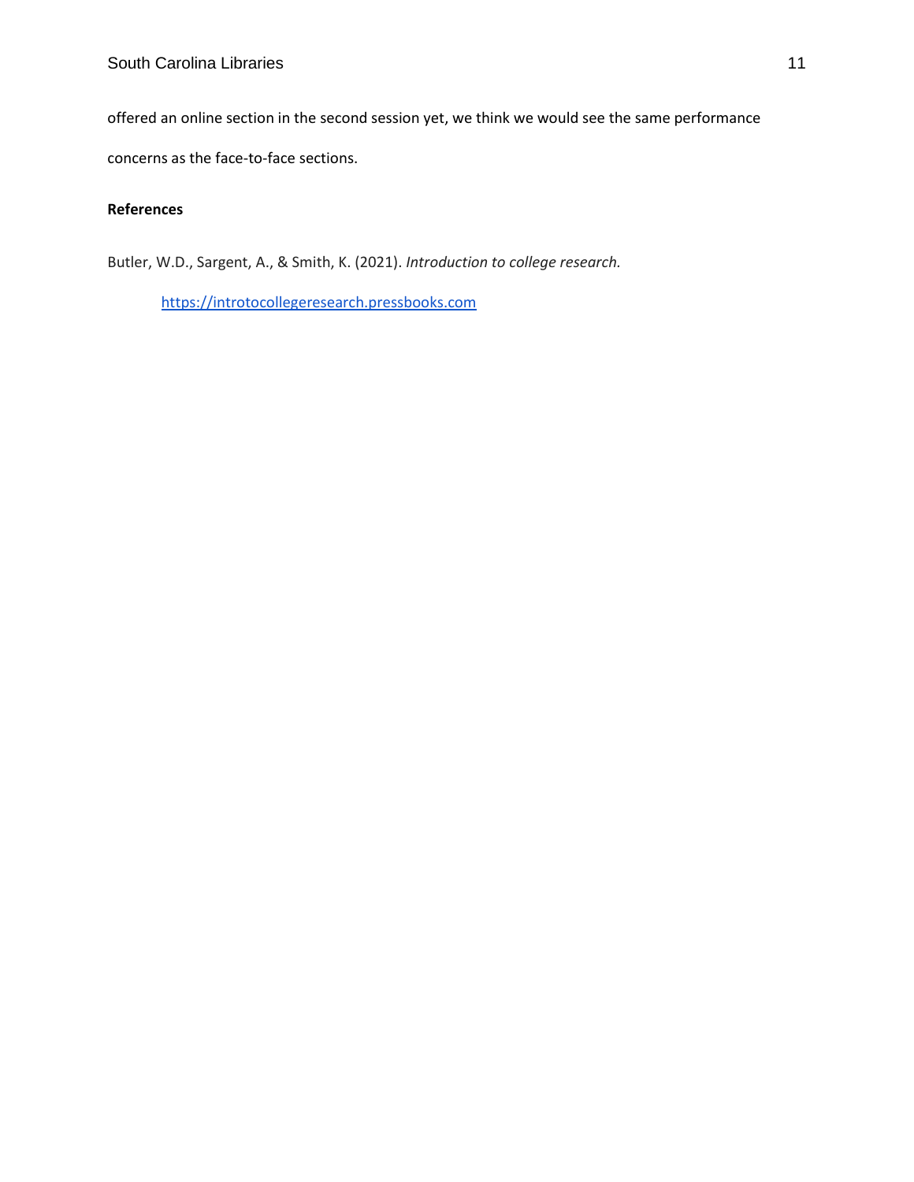offered an online section in the second session yet, we think we would see the same performance concerns as the face-to-face sections.

**References**

Butler, W.D., Sargent, A., & Smith, K. (2021). *Introduction to college research.* https://introtocollegeresearch.pressbooks.com